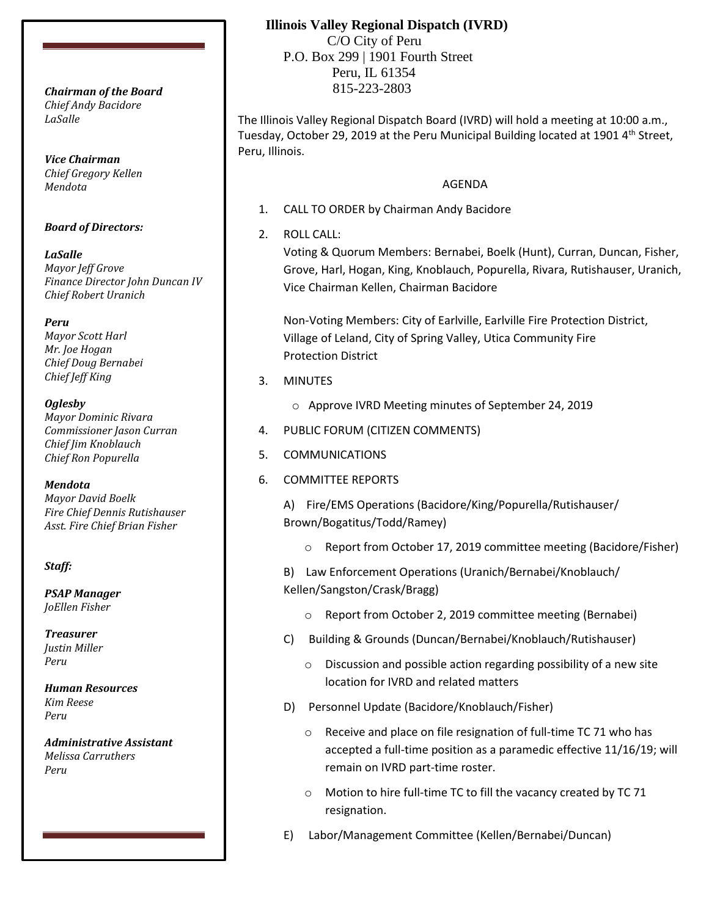# Illinois Valley Regional Dispatch (IVRD)

C/O City of Peru
P.O. Box 299 | 1901 Fourth Street
Peru, IL 61354
815-223-2803

***Chairman of the Board***
*Chief Andy Bacidore*
*LaSalle*

***Vice Chairman***
*Chief Gregory Kellen*
*Mendota*

***Board of Directors:***

***LaSalle***
*Mayor Jeff Grove*
*Finance Director John Duncan IV*
*Chief Robert Uranich*

***Peru***
*Mayor Scott Harl*
*Mr. Joe Hogan*
*Chief Doug Bernabei*
*Chief Jeff King*

***Oglesby***
*Mayor Dominic Rivara*
*Commissioner Jason Curran*
*Chief Jim Knoblauch*
*Chief Ron Popurella*

***Mendota***
*Mayor David Boelk*
*Fire Chief Dennis Rutishauser*
*Asst. Fire Chief Brian Fisher*

***Staff:***

***PSAP Manager***
*JoEllen Fisher*

***Treasurer***
*Justin Miller*
*Peru*

***Human Resources***
*Kim Reese*
*Peru*

***Administrative Assistant***
*Melissa Carruthers*
*Peru*

The Illinois Valley Regional Dispatch Board (IVRD) will hold a meeting at 10:00 a.m., Tuesday, October 29, 2019 at the Peru Municipal Building located at 1901 4th Street, Peru, Illinois.

AGENDA

1. CALL TO ORDER by Chairman Andy Bacidore
2. ROLL CALL:
   Voting & Quorum Members: Bernabei, Boelk (Hunt), Curran, Duncan, Fisher, Grove, Harl, Hogan, King, Knoblauch, Popurella, Rivara, Rutishauser, Uranich, Vice Chairman Kellen, Chairman Bacidore

   Non-Voting Members: City of Earlville, Earlville Fire Protection District, Village of Leland, City of Spring Valley, Utica Community Fire Protection District
3. MINUTES
   - Approve IVRD Meeting minutes of September 24, 2019
4. PUBLIC FORUM (CITIZEN COMMENTS)
5. COMMUNICATIONS
6. COMMITTEE REPORTS

   A) Fire/EMS Operations (Bacidore/King/Popurella/Rutishauser/Brown/Bogatitus/Todd/Ramey)
   - Report from October 17, 2019 committee meeting (Bacidore/Fisher)

   B) Law Enforcement Operations (Uranich/Bernabei/Knoblauch/Kellen/Sangston/Crask/Bragg)
   - Report from October 2, 2019 committee meeting (Bernabei)

   C) Building & Grounds (Duncan/Bernabei/Knoblauch/Rutishauser)
   - Discussion and possible action regarding possibility of a new site location for IVRD and related matters

   D) Personnel Update (Bacidore/Knoblauch/Fisher)
   - Receive and place on file resignation of full-time TC 71 who has accepted a full-time position as a paramedic effective 11/16/19; will remain on IVRD part-time roster.
   - Motion to hire full-time TC to fill the vacancy created by TC 71 resignation.

   E) Labor/Management Committee (Kellen/Bernabei/Duncan)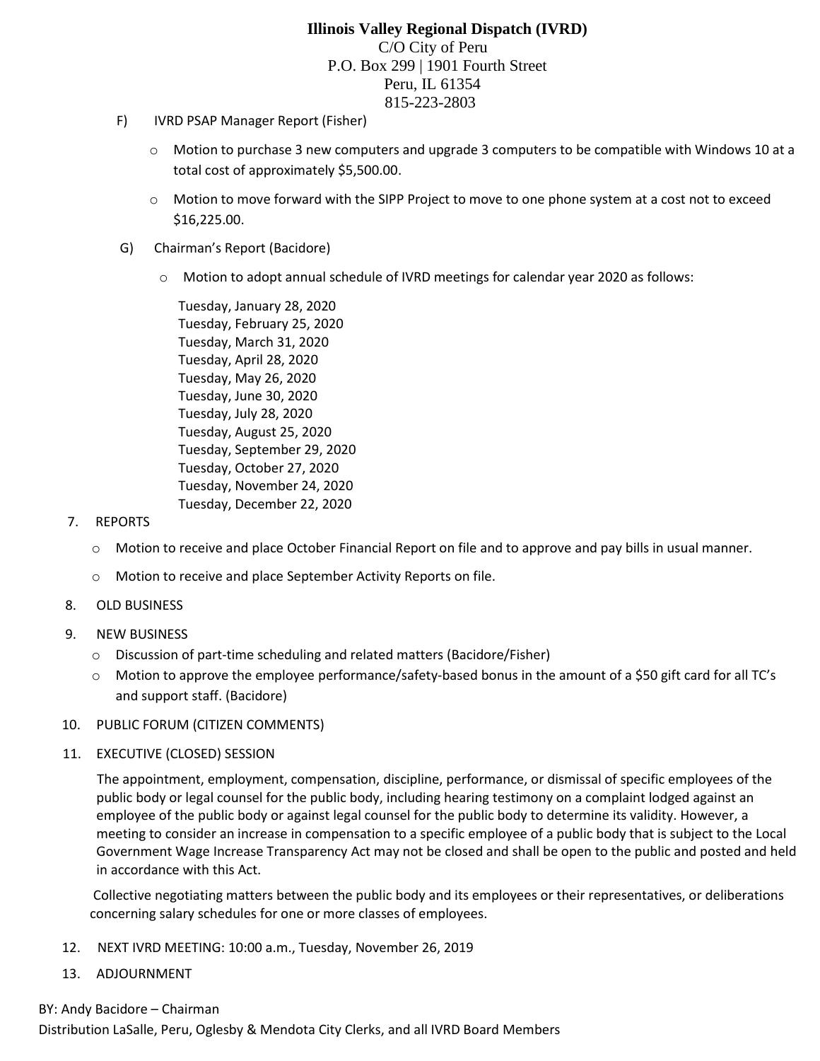**Illinois Valley Regional Dispatch (IVRD)**
C/O City of Peru
P.O. Box 299 | 1901 Fourth Street
Peru, IL 61354
815-223-2803

F) IVRD PSAP Manager Report (Fisher)

- Motion to purchase 3 new computers and upgrade 3 computers to be compatible with Windows 10 at a total cost of approximately $5,500.00.
- Motion to move forward with the SIPP Project to move to one phone system at a cost not to exceed $16,225.00.

G) Chairman's Report (Bacidore)

- Motion to adopt annual schedule of IVRD meetings for calendar year 2020 as follows:

  Tuesday, January 28, 2020
  Tuesday, February 25, 2020
  Tuesday, March 31, 2020
  Tuesday, April 28, 2020
  Tuesday, May 26, 2020
  Tuesday, June 30, 2020
  Tuesday, July 28, 2020
  Tuesday, August 25, 2020
  Tuesday, September 29, 2020
  Tuesday, October 27, 2020
  Tuesday, November 24, 2020
  Tuesday, December 22, 2020

7. REPORTS
   - Motion to receive and place October Financial Report on file and to approve and pay bills in usual manner.
   - Motion to receive and place September Activity Reports on file.
8. OLD BUSINESS
9. NEW BUSINESS
   - Discussion of part-time scheduling and related matters (Bacidore/Fisher)
   - Motion to approve the employee performance/safety-based bonus in the amount of a $50 gift card for all TC's and support staff. (Bacidore)
10. PUBLIC FORUM (CITIZEN COMMENTS)
11. EXECUTIVE (CLOSED) SESSION

    The appointment, employment, compensation, discipline, performance, or dismissal of specific employees of the public body or legal counsel for the public body, including hearing testimony on a complaint lodged against an employee of the public body or against legal counsel for the public body to determine its validity. However, a meeting to consider an increase in compensation to a specific employee of a public body that is subject to the Local Government Wage Increase Transparency Act may not be closed and shall be open to the public and posted and held in accordance with this Act.

    Collective negotiating matters between the public body and its employees or their representatives, or deliberations concerning salary schedules for one or more classes of employees.
12. NEXT IVRD MEETING: 10:00 a.m., Tuesday, November 26, 2019
13. ADJOURNMENT

BY: Andy Bacidore – Chairman
Distribution LaSalle, Peru, Oglesby & Mendota City Clerks, and all IVRD Board Members